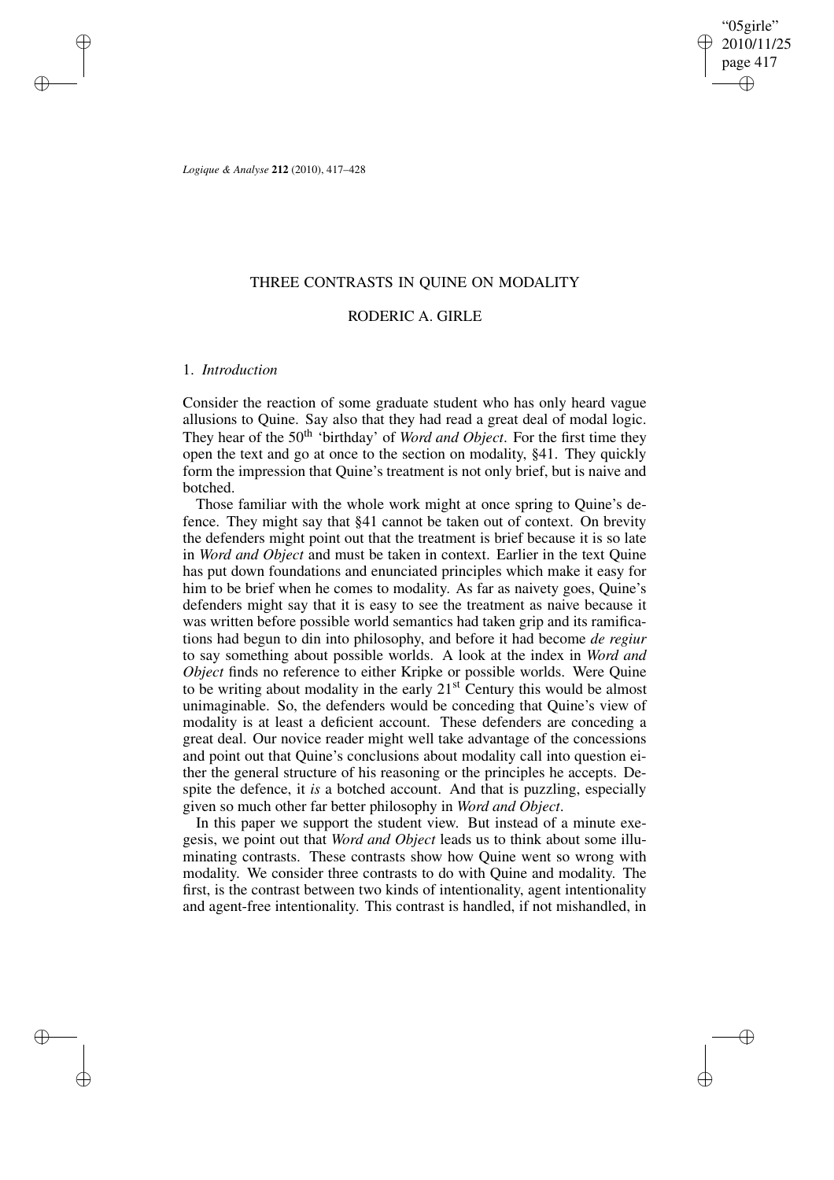# THREE CONTRASTS IN QUINE ON MODALITY

## RODERIC A. GIRLE

### 1. *Introduction*

Consider the reaction of some graduate student who has only heard vague allusions to Quine. Say also that they had read a great deal of modal logic. They hear of the 50th 'birthday' of *Word and Object*. For the first time they open the text and go at once to the section on modality, §41. They quickly form the impression that Quine's treatment is not only brief, but is naive and botched.

Those familiar with the whole work might at once spring to Quine's defence. They might say that §41 cannot be taken out of context. On brevity the defenders might point out that the treatment is brief because it is so late in *Word and Object* and must be taken in context. Earlier in the text Quine has put down foundations and enunciated principles which make it easy for him to be brief when he comes to modality. As far as naivety goes, Quine's defenders might say that it is easy to see the treatment as naive because it was written before possible world semantics had taken grip and its ramifications had begun to din into philosophy, and before it had become *de regiur* to say something about possible worlds. A look at the index in *Word and Object* finds no reference to either Kripke or possible worlds. Were Quine to be writing about modality in the early 21st Century this would be almost unimaginable. So, the defenders would be conceding that Quine's view of modality is at least a deficient account. These defenders are conceding a great deal. Our novice reader might well take advantage of the concessions and point out that Quine's conclusions about modality call into question either the general structure of his reasoning or the principles he accepts. Despite the defence, it *is* a botched account. And that is puzzling, especially given so much other far better philosophy in *Word and Object*.

In this paper we support the student view. But instead of a minute exegesis, we point out that *Word and Object* leads us to think about some illuminating contrasts. These contrasts show how Quine went so wrong with modality. We consider three contrasts to do with Quine and modality. The first, is the contrast between two kinds of intentionality, agent intentionality and agent-free intentionality. This contrast is handled, if not mishandled, in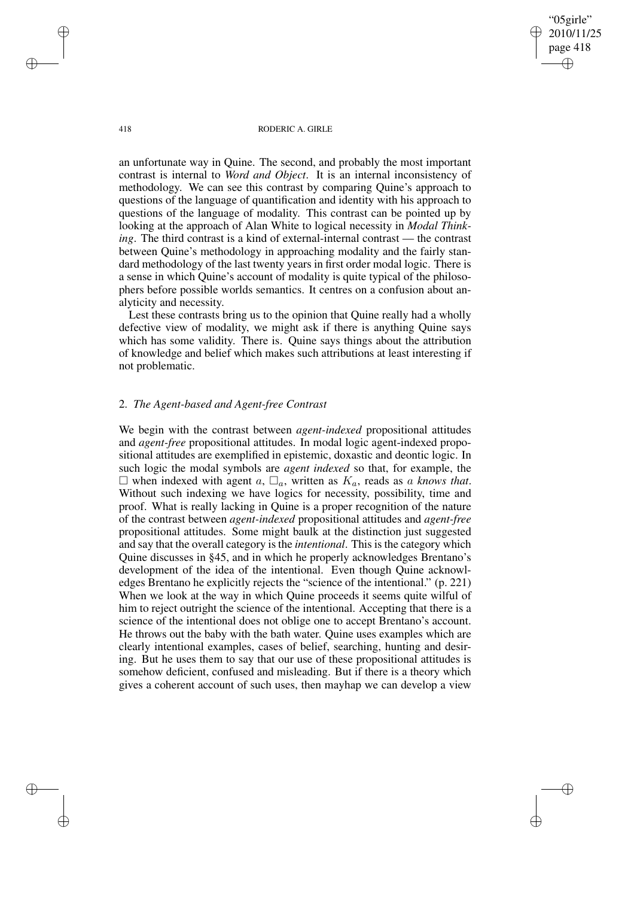an unfortunate way in Quine. The second, and probably the most important contrast is internal to *Word and Object*. It is an internal inconsistency of methodology. We can see this contrast by comparing Quine's approach to questions of the language of quantification and identity with his approach to questions of the language of modality. This contrast can be pointed up by looking at the approach of Alan White to logical necessity in *Modal Thinking*. The third contrast is a kind of external-internal contrast — the contrast between Quine's methodology in approaching modality and the fairly standard methodology of the last twenty years in first order modal logic. There is a sense in which Quine's account of modality is quite typical of the philosophers before possible worlds semantics. It centres on a confusion about analyticity and necessity.

Lest these contrasts bring us to the opinion that Quine really had a wholly defective view of modality, we might ask if there is anything Quine says which has some validity. There is. Quine says things about the attribution of knowledge and belief which makes such attributions at least interesting if not problematic.

## 2. *The Agent-based and Agent-free Contrast*

We begin with the contrast between *agent-indexed* propositional attitudes and *agent-free* propositional attitudes. In modal logic agent-indexed propositional attitudes are exemplified in epistemic, doxastic and deontic logic. In such logic the modal symbols are *agent indexed* so that, for example, the $\Box$ when indexed with agent $a$, $\Box_a$, written as $K_a$, reads as $a$ *knows that*. Without such indexing we have logics for necessity, possibility, time and proof. What is really lacking in Quine is a proper recognition of the nature of the contrast between *agent-indexed* propositional attitudes and *agent-free* propositional attitudes. Some might baulk at the distinction just suggested and say that the overall category is the *intentional*. This is the category which Quine discusses in §45, and in which he properly acknowledges Brentano's development of the idea of the intentional. Even though Quine acknowledges Brentano he explicitly rejects the "science of the intentional." (p. 221) When we look at the way in which Quine proceeds it seems quite wilful of him to reject outright the science of the intentional. Accepting that there is a science of the intentional does not oblige one to accept Brentano's account. He throws out the baby with the bath water. Quine uses examples which are clearly intentional examples, cases of belief, searching, hunting and desiring. But he uses them to say that our use of these propositional attitudes is somehow deficient, confused and misleading. But if there is a theory which gives a coherent account of such uses, then mayhap we can develop a view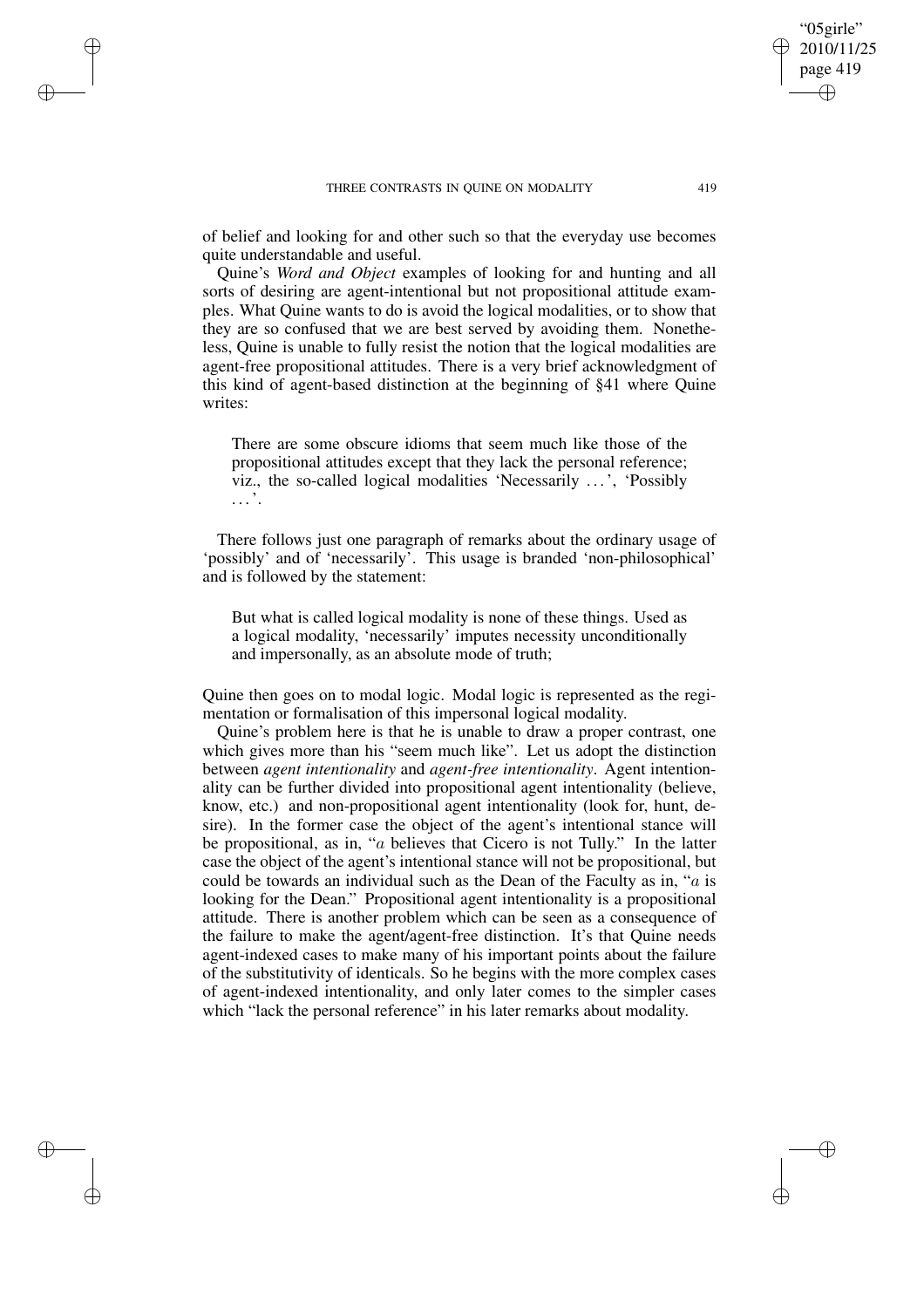of belief and looking for and other such so that the everyday use becomes quite understandable and useful.

Quine's *Word and Object* examples of looking for and hunting and all sorts of desiring are agent-intentional but not propositional attitude examples. What Quine wants to do is avoid the logical modalities, or to show that they are so confused that we are best served by avoiding them. Nonetheless, Quine is unable to fully resist the notion that the logical modalities are agent-free propositional attitudes. There is a very brief acknowledgment of this kind of agent-based distinction at the beginning of §41 where Quine writes:

> There are some obscure idioms that seem much like those of the propositional attitudes except that they lack the personal reference; viz., the so-called logical modalities 'Necessarily ...', 'Possibly ...'.

There follows just one paragraph of remarks about the ordinary usage of 'possibly' and of 'necessarily'. This usage is branded 'non-philosophical' and is followed by the statement:

> But what is called logical modality is none of these things. Used as a logical modality, 'necessarily' imputes necessity unconditionally and impersonally, as an absolute mode of truth;

Quine then goes on to modal logic. Modal logic is represented as the regimentation or formalisation of this impersonal logical modality.

Quine's problem here is that he is unable to draw a proper contrast, one which gives more than his "seem much like". Let us adopt the distinction between *agent intentionality* and *agent-free intentionality*. Agent intentionality can be further divided into propositional agent intentionality (believe, know, etc.) and non-propositional agent intentionality (look for, hunt, desire). In the former case the object of the agent's intentional stance will be propositional, as in, "$a$ believes that Cicero is not Tully." In the latter case the object of the agent's intentional stance will not be propositional, but could be towards an individual such as the Dean of the Faculty as in, "$a$ is looking for the Dean." Propositional agent intentionality is a propositional attitude. There is another problem which can be seen as a consequence of the failure to make the agent/agent-free distinction. It's that Quine needs agent-indexed cases to make many of his important points about the failure of the substitutivity of identicals. So he begins with the more complex cases of agent-indexed intentionality, and only later comes to the simpler cases which "lack the personal reference" in his later remarks about modality.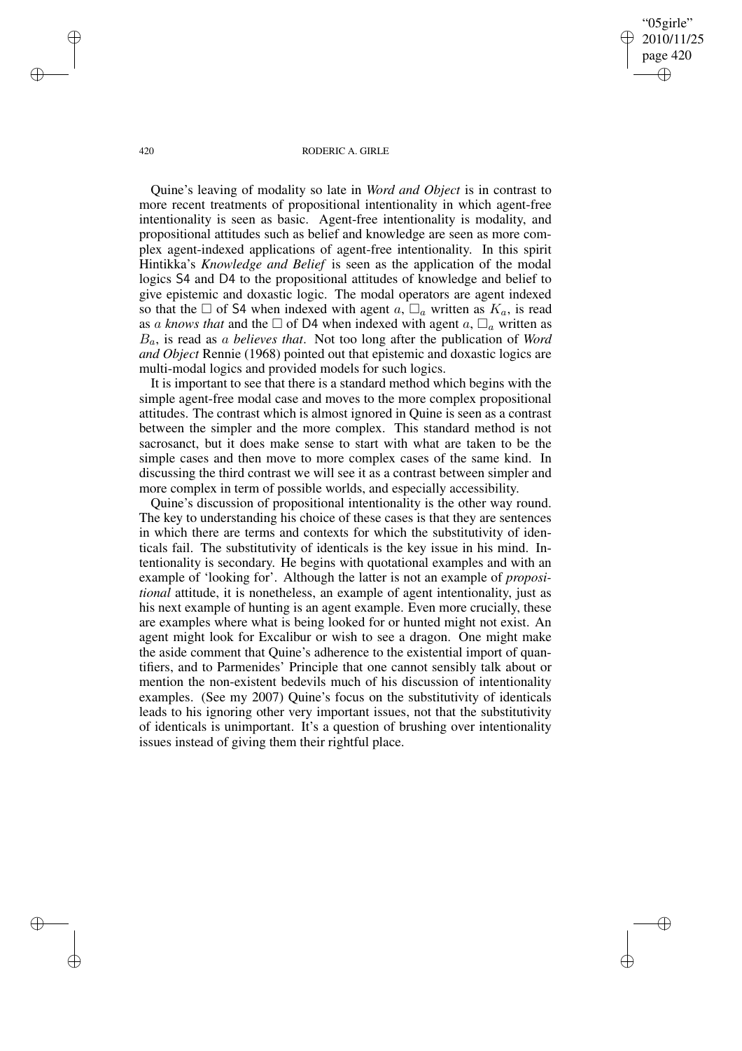Quine's leaving of modality so late in *Word and Object* is in contrast to more recent treatments of propositional intentionality in which agent-free intentionality is seen as basic. Agent-free intentionality is modality, and propositional attitudes such as belief and knowledge are seen as more complex agent-indexed applications of agent-free intentionality. In this spirit Hintikka's *Knowledge and Belief* is seen as the application of the modal logics S4 and D4 to the propositional attitudes of knowledge and belief to give epistemic and doxastic logic. The modal operators are agent indexed so that the $\Box$ of S4 when indexed with agent $a$, $\Box_a$ written as $K_a$, is read as $a$ *knows that* and the $\Box$ of D4 when indexed with agent $a$, $\Box_a$ written as $B_a$, is read as $a$ *believes that*. Not too long after the publication of *Word and Object* Rennie (1968) pointed out that epistemic and doxastic logics are multi-modal logics and provided models for such logics.

It is important to see that there is a standard method which begins with the simple agent-free modal case and moves to the more complex propositional attitudes. The contrast which is almost ignored in Quine is seen as a contrast between the simpler and the more complex. This standard method is not sacrosanct, but it does make sense to start with what are taken to be the simple cases and then move to more complex cases of the same kind. In discussing the third contrast we will see it as a contrast between simpler and more complex in term of possible worlds, and especially accessibility.

Quine's discussion of propositional intentionality is the other way round. The key to understanding his choice of these cases is that they are sentences in which there are terms and contexts for which the substitutivity of identicals fail. The substitutivity of identicals is the key issue in his mind. Intentionality is secondary. He begins with quotational examples and with an example of 'looking for'. Although the latter is not an example of *propositional* attitude, it is nonetheless, an example of agent intentionality, just as his next example of hunting is an agent example. Even more crucially, these are examples where what is being looked for or hunted might not exist. An agent might look for Excalibur or wish to see a dragon. One might make the aside comment that Quine's adherence to the existential import of quantifiers, and to Parmenides' Principle that one cannot sensibly talk about or mention the non-existent bedevils much of his discussion of intentionality examples. (See my 2007) Quine's focus on the substitutivity of identicals leads to his ignoring other very important issues, not that the substitutivity of identicals is unimportant. It's a question of brushing over intentionality issues instead of giving them their rightful place.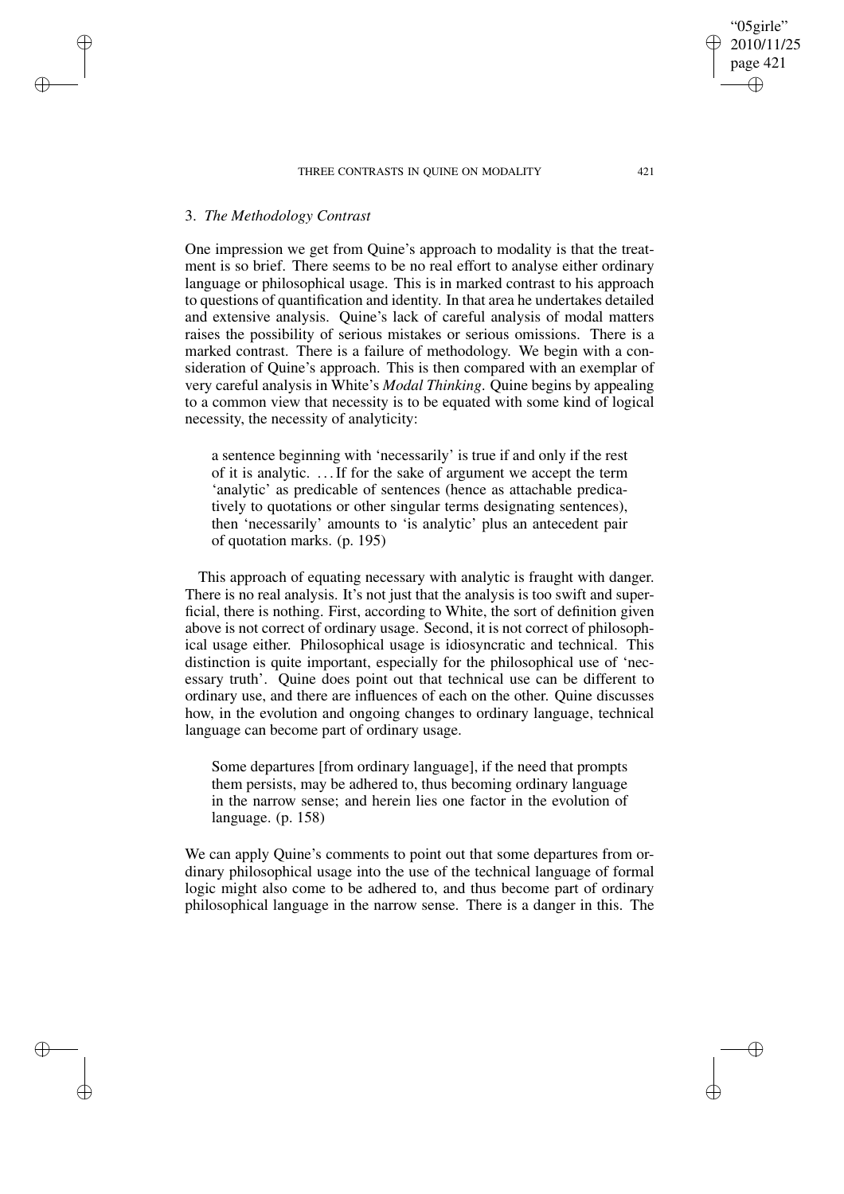## 3. *The Methodology Contrast*

One impression we get from Quine's approach to modality is that the treatment is so brief. There seems to be no real effort to analyse either ordinary language or philosophical usage. This is in marked contrast to his approach to questions of quantification and identity. In that area he undertakes detailed and extensive analysis. Quine's lack of careful analysis of modal matters raises the possibility of serious mistakes or serious omissions. There is a marked contrast. There is a failure of methodology. We begin with a consideration of Quine's approach. This is then compared with an exemplar of very careful analysis in White's *Modal Thinking*. Quine begins by appealing to a common view that necessity is to be equated with some kind of logical necessity, the necessity of analyticity:

> a sentence beginning with 'necessarily' is true if and only if the rest of it is analytic. ... If for the sake of argument we accept the term 'analytic' as predicable of sentences (hence as attachable predicatively to quotations or other singular terms designating sentences), then 'necessarily' amounts to 'is analytic' plus an antecedent pair of quotation marks. (p. 195)

This approach of equating necessary with analytic is fraught with danger. There is no real analysis. It's not just that the analysis is too swift and superficial, there is nothing. First, according to White, the sort of definition given above is not correct of ordinary usage. Second, it is not correct of philosophical usage either. Philosophical usage is idiosyncratic and technical. This distinction is quite important, especially for the philosophical use of 'necessary truth'. Quine does point out that technical use can be different to ordinary use, and there are influences of each on the other. Quine discusses how, in the evolution and ongoing changes to ordinary language, technical language can become part of ordinary usage.

> Some departures [from ordinary language], if the need that prompts them persists, may be adhered to, thus becoming ordinary language in the narrow sense; and herein lies one factor in the evolution of language. (p. 158)

We can apply Quine's comments to point out that some departures from ordinary philosophical usage into the use of the technical language of formal logic might also come to be adhered to, and thus become part of ordinary philosophical language in the narrow sense. There is a danger in this. The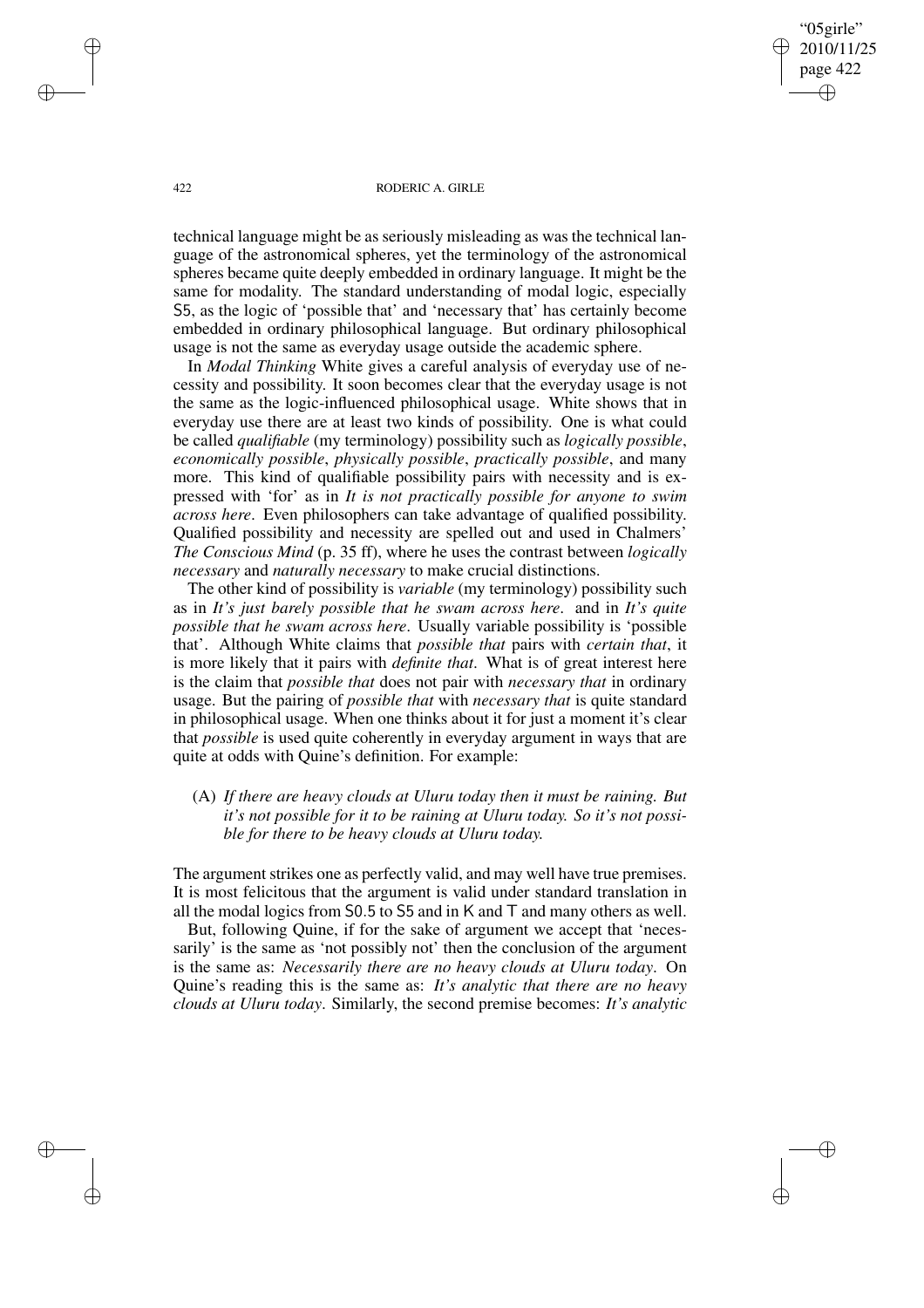technical language might be as seriously misleading as was the technical language of the astronomical spheres, yet the terminology of the astronomical spheres became quite deeply embedded in ordinary language. It might be the same for modality. The standard understanding of modal logic, especially S5, as the logic of 'possible that' and 'necessary that' has certainly become embedded in ordinary philosophical language. But ordinary philosophical usage is not the same as everyday usage outside the academic sphere.

In *Modal Thinking* White gives a careful analysis of everyday use of necessity and possibility. It soon becomes clear that the everyday usage is not the same as the logic-influenced philosophical usage. White shows that in everyday use there are at least two kinds of possibility. One is what could be called *qualifiable* (my terminology) possibility such as *logically possible*, *economically possible*, *physically possible*, *practically possible*, and many more. This kind of qualifiable possibility pairs with necessity and is expressed with 'for' as in *It is not practically possible for anyone to swim across here*. Even philosophers can take advantage of qualified possibility. Qualified possibility and necessity are spelled out and used in Chalmers' *The Conscious Mind* (p. 35 ff), where he uses the contrast between *logically necessary* and *naturally necessary* to make crucial distinctions.

The other kind of possibility is *variable* (my terminology) possibility such as in *It's just barely possible that he swam across here*. and in *It's quite possible that he swam across here*. Usually variable possibility is 'possible that'. Although White claims that *possible that* pairs with *certain that*, it is more likely that it pairs with *definite that*. What is of great interest here is the claim that *possible that* does not pair with *necessary that* in ordinary usage. But the pairing of *possible that* with *necessary that* is quite standard in philosophical usage. When one thinks about it for just a moment it's clear that *possible* is used quite coherently in everyday argument in ways that are quite at odds with Quine's definition. For example:

(A) *If there are heavy clouds at Uluru today then it must be raining. But it's not possible for it to be raining at Uluru today. So it's not possible for there to be heavy clouds at Uluru today.*

The argument strikes one as perfectly valid, and may well have true premises. It is most felicitous that the argument is valid under standard translation in all the modal logics from S0.5 to S5 and in K and T and many others as well.

But, following Quine, if for the sake of argument we accept that 'necessarily' is the same as 'not possibly not' then the conclusion of the argument is the same as: *Necessarily there are no heavy clouds at Uluru today*. On Quine's reading this is the same as: *It's analytic that there are no heavy clouds at Uluru today*. Similarly, the second premise becomes: *It's analytic*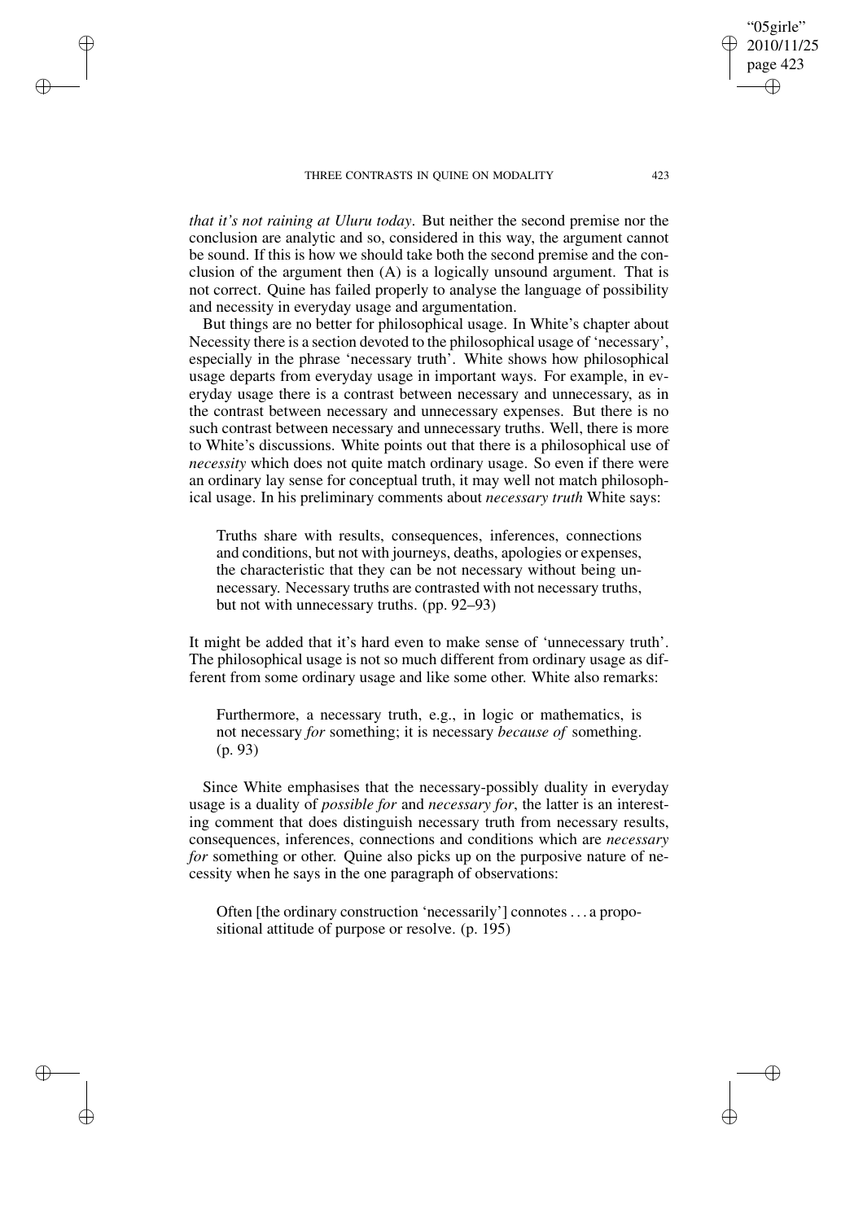*that it's not raining at Uluru today*. But neither the second premise nor the conclusion are analytic and so, considered in this way, the argument cannot be sound. If this is how we should take both the second premise and the conclusion of the argument then (A) is a logically unsound argument. That is not correct. Quine has failed properly to analyse the language of possibility and necessity in everyday usage and argumentation.

But things are no better for philosophical usage. In White's chapter about Necessity there is a section devoted to the philosophical usage of 'necessary', especially in the phrase 'necessary truth'. White shows how philosophical usage departs from everyday usage in important ways. For example, in everyday usage there is a contrast between necessary and unnecessary, as in the contrast between necessary and unnecessary expenses. But there is no such contrast between necessary and unnecessary truths. Well, there is more to White's discussions. White points out that there is a philosophical use of *necessity* which does not quite match ordinary usage. So even if there were an ordinary lay sense for conceptual truth, it may well not match philosophical usage. In his preliminary comments about *necessary truth* White says:

> Truths share with results, consequences, inferences, connections and conditions, but not with journeys, deaths, apologies or expenses, the characteristic that they can be not necessary without being unnecessary. Necessary truths are contrasted with not necessary truths, but not with unnecessary truths. (pp. 92–93)

It might be added that it's hard even to make sense of 'unnecessary truth'. The philosophical usage is not so much different from ordinary usage as different from some ordinary usage and like some other. White also remarks:

> Furthermore, a necessary truth, e.g., in logic or mathematics, is not necessary *for* something; it is necessary *because of* something. (p. 93)

Since White emphasises that the necessary-possibly duality in everyday usage is a duality of *possible for* and *necessary for*, the latter is an interesting comment that does distinguish necessary truth from necessary results, consequences, inferences, connections and conditions which are *necessary for* something or other. Quine also picks up on the purposive nature of necessity when he says in the one paragraph of observations:

> Often [the ordinary construction 'necessarily'] connotes . . . a propositional attitude of purpose or resolve. (p. 195)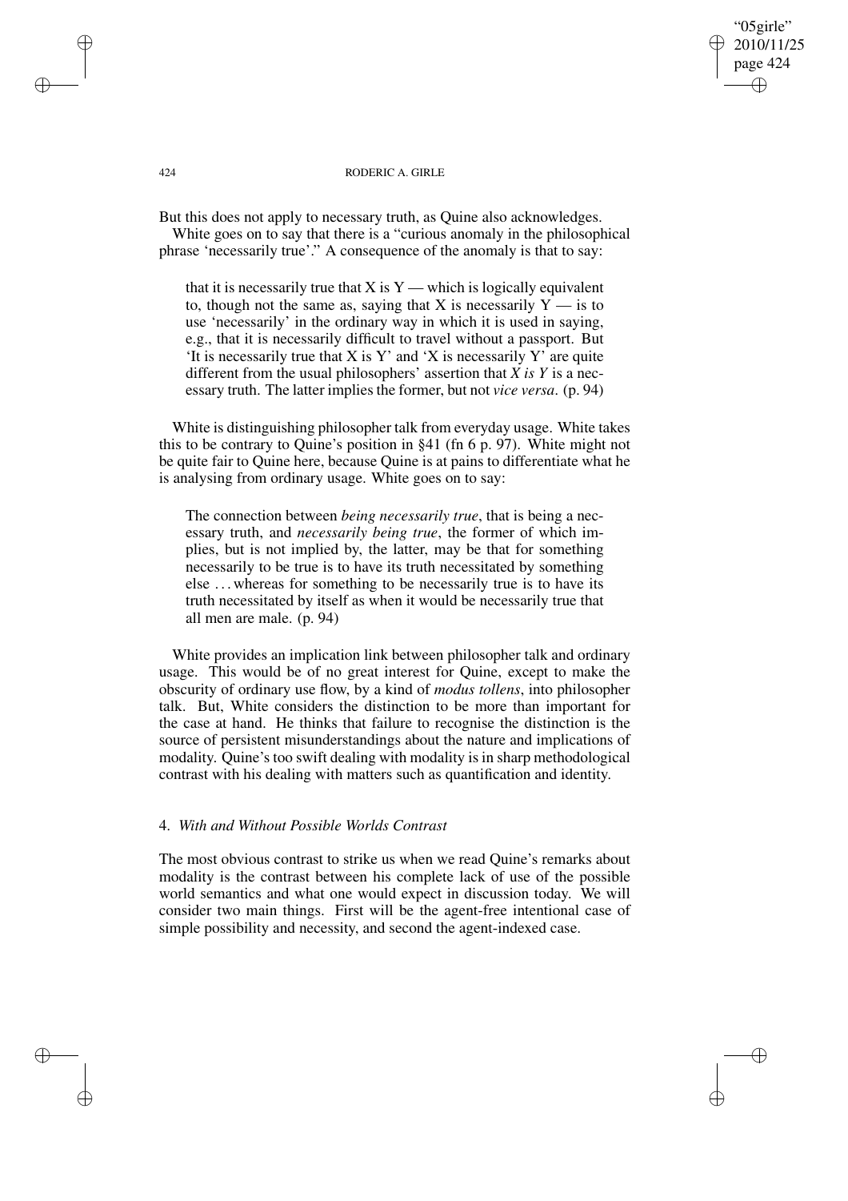But this does not apply to necessary truth, as Quine also acknowledges.

White goes on to say that there is a "curious anomaly in the philosophical phrase 'necessarily true'." A consequence of the anomaly is that to say:

> that it is necessarily true that X is Y — which is logically equivalent to, though not the same as, saying that X is necessarily Y — is to use 'necessarily' in the ordinary way in which it is used in saying, e.g., that it is necessarily difficult to travel without a passport. But 'It is necessarily true that X is Y' and 'X is necessarily Y' are quite different from the usual philosophers' assertion that *X is Y* is a necessary truth. The latter implies the former, but not *vice versa*. (p. 94)

White is distinguishing philosopher talk from everyday usage. White takes this to be contrary to Quine's position in §41 (fn 6 p. 97). White might not be quite fair to Quine here, because Quine is at pains to differentiate what he is analysing from ordinary usage. White goes on to say:

> The connection between *being necessarily true*, that is being a necessary truth, and *necessarily being true*, the former of which implies, but is not implied by, the latter, may be that for something necessarily to be true is to have its truth necessitated by something else . . . whereas for something to be necessarily true is to have its truth necessitated by itself as when it would be necessarily true that all men are male. (p. 94)

White provides an implication link between philosopher talk and ordinary usage. This would be of no great interest for Quine, except to make the obscurity of ordinary use flow, by a kind of *modus tollens*, into philosopher talk. But, White considers the distinction to be more than important for the case at hand. He thinks that failure to recognise the distinction is the source of persistent misunderstandings about the nature and implications of modality. Quine's too swift dealing with modality is in sharp methodological contrast with his dealing with matters such as quantification and identity.

## 4. *With and Without Possible Worlds Contrast*

The most obvious contrast to strike us when we read Quine's remarks about modality is the contrast between his complete lack of use of the possible world semantics and what one would expect in discussion today. We will consider two main things. First will be the agent-free intentional case of simple possibility and necessity, and second the agent-indexed case.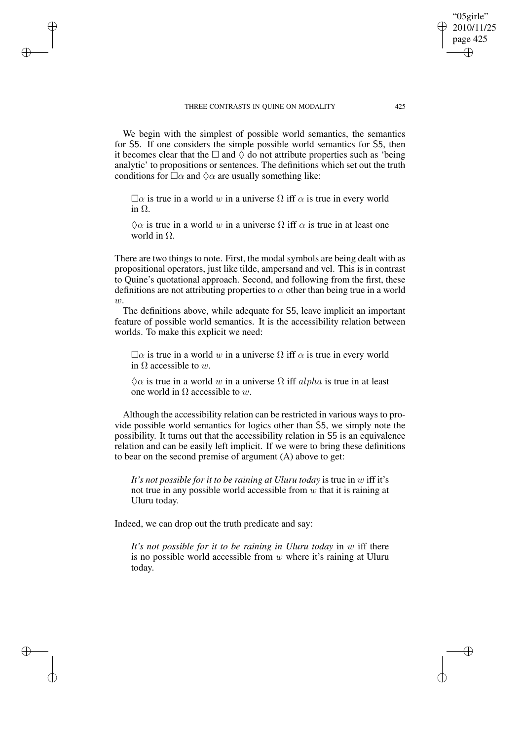We begin with the simplest of possible world semantics, the semantics for S5. If one considers the simple possible world semantics for S5, then it becomes clear that the $\Box$ and $\Diamond$ do not attribute properties such as 'being analytic' to propositions or sentences. The definitions which set out the truth conditions for $\Box\alpha$ and $\Diamond\alpha$ are usually something like:

> $\Box\alpha$ is true in a world $w$ in a universe $\Omega$ iff $\alpha$ is true in every world in $\Omega$.
>
> $\Diamond\alpha$ is true in a world $w$ in a universe $\Omega$ iff $\alpha$ is true in at least one world in $\Omega$.

There are two things to note. First, the modal symbols are being dealt with as propositional operators, just like tilde, ampersand and vel. This is in contrast to Quine's quotational approach. Second, and following from the first, these definitions are not attributing properties to $\alpha$ other than being true in a world $w$.

The definitions above, while adequate for S5, leave implicit an important feature of possible world semantics. It is the accessibility relation between worlds. To make this explicit we need:

> $\Box\alpha$ is true in a world $w$ in a universe $\Omega$ iff $\alpha$ is true in every world in $\Omega$ accessible to $w$.
>
> $\Diamond\alpha$ is true in a world $w$ in a universe $\Omega$ iff $alpha$ is true in at least one world in $\Omega$ accessible to $w$.

Although the accessibility relation can be restricted in various ways to provide possible world semantics for logics other than S5, we simply note the possibility. It turns out that the accessibility relation in S5 is an equivalence relation and can be easily left implicit. If we were to bring these definitions to bear on the second premise of argument (A) above to get:

> *It's not possible for it to be raining at Uluru today* is true in $w$ iff it's not true in any possible world accessible from $w$ that it is raining at Uluru today.

Indeed, we can drop out the truth predicate and say:

> *It's not possible for it to be raining in Uluru today* in $w$ iff there is no possible world accessible from $w$ where it's raining at Uluru today.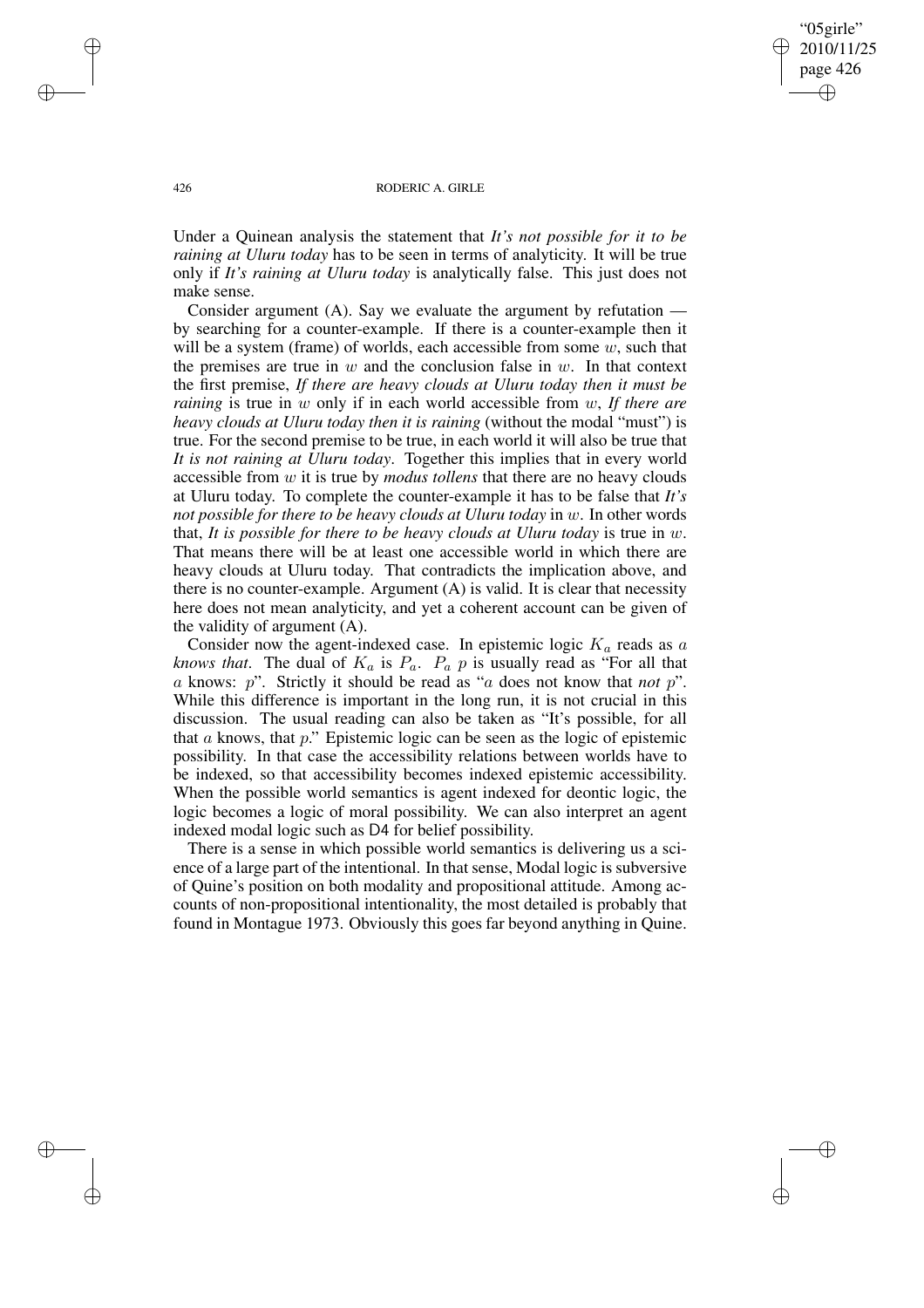Under a Quinean analysis the statement that *It's not possible for it to be raining at Uluru today* has to be seen in terms of analyticity. It will be true only if *It's raining at Uluru today* is analytically false. This just does not make sense.

Consider argument (A). Say we evaluate the argument by refutation — by searching for a counter-example. If there is a counter-example then it will be a system (frame) of worlds, each accessible from some $w$, such that the premises are true in $w$ and the conclusion false in $w$. In that context the first premise, *If there are heavy clouds at Uluru today then it must be raining* is true in $w$ only if in each world accessible from $w$, *If there are heavy clouds at Uluru today then it is raining* (without the modal "must") is true. For the second premise to be true, in each world it will also be true that *It is not raining at Uluru today*. Together this implies that in every world accessible from $w$ it is true by *modus tollens* that there are no heavy clouds at Uluru today. To complete the counter-example it has to be false that *It's not possible for there to be heavy clouds at Uluru today* in $w$. In other words that, *It is possible for there to be heavy clouds at Uluru today* is true in $w$. That means there will be at least one accessible world in which there are heavy clouds at Uluru today. That contradicts the implication above, and there is no counter-example. Argument (A) is valid. It is clear that necessity here does not mean analyticity, and yet a coherent account can be given of the validity of argument (A).

Consider now the agent-indexed case. In epistemic logic $K_a$ reads as $a$ *knows that*. The dual of $K_a$ is $P_a$. $P_a\ p$ is usually read as "For all that $a$ knows: $p$". Strictly it should be read as "$a$ does not know that *not* $p$". While this difference is important in the long run, it is not crucial in this discussion. The usual reading can also be taken as "It's possible, for all that $a$ knows, that $p$." Epistemic logic can be seen as the logic of epistemic possibility. In that case the accessibility relations between worlds have to be indexed, so that accessibility becomes indexed epistemic accessibility. When the possible world semantics is agent indexed for deontic logic, the logic becomes a logic of moral possibility. We can also interpret an agent indexed modal logic such as D4 for belief possibility.

There is a sense in which possible world semantics is delivering us a science of a large part of the intentional. In that sense, Modal logic is subversive of Quine's position on both modality and propositional attitude. Among accounts of non-propositional intentionality, the most detailed is probably that found in Montague 1973. Obviously this goes far beyond anything in Quine.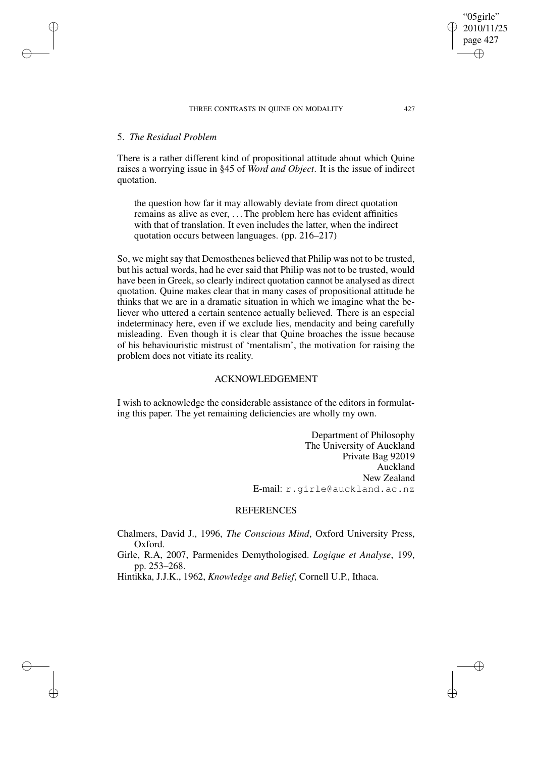## 5. *The Residual Problem*

There is a rather different kind of propositional attitude about which Quine raises a worrying issue in §45 of *Word and Object*. It is the issue of indirect quotation.

> the question how far it may allowably deviate from direct quotation remains as alive as ever, . . . The problem here has evident affinities with that of translation. It even includes the latter, when the indirect quotation occurs between languages. (pp. 216–217)

So, we might say that Demosthenes believed that Philip was not to be trusted, but his actual words, had he ever said that Philip was not to be trusted, would have been in Greek, so clearly indirect quotation cannot be analysed as direct quotation. Quine makes clear that in many cases of propositional attitude he thinks that we are in a dramatic situation in which we imagine what the believer who uttered a certain sentence actually believed. There is an especial indeterminacy here, even if we exclude lies, mendacity and being carefully misleading. Even though it is clear that Quine broaches the issue because of his behaviouristic mistrust of 'mentalism', the motivation for raising the problem does not vitiate its reality.

## ACKNOWLEDGEMENT

I wish to acknowledge the considerable assistance of the editors in formulating this paper. The yet remaining deficiencies are wholly my own.

Department of Philosophy
The University of Auckland
Private Bag 92019
Auckland
New Zealand
E-mail: r.girle@auckland.ac.nz

## REFERENCES

Chalmers, David J., 1996, *The Conscious Mind*, Oxford University Press, Oxford.

Girle, R.A, 2007, Parmenides Demythologised. *Logique et Analyse*, 199, pp. 253–268.

Hintikka, J.J.K., 1962, *Knowledge and Belief*, Cornell U.P., Ithaca.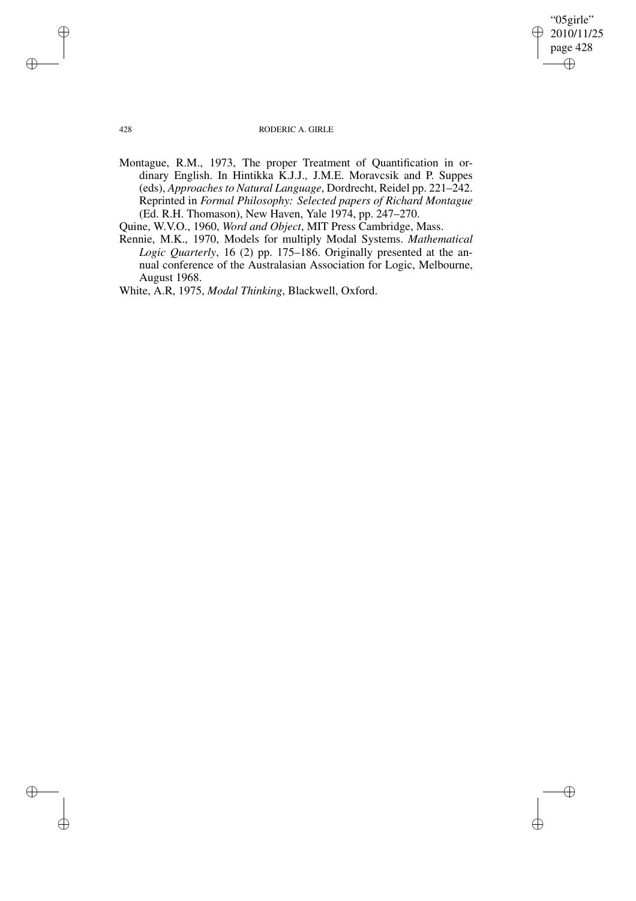Montague, R.M., 1973, The proper Treatment of Quantification in ordinary English. In Hintikka K.J.J., J.M.E. Moravcsik and P. Suppes (eds), *Approaches to Natural Language*, Dordrecht, Reidel pp. 221–242. Reprinted in *Formal Philosophy: Selected papers of Richard Montague* (Ed. R.H. Thomason), New Haven, Yale 1974, pp. 247–270.

Quine, W.V.O., 1960, *Word and Object*, MIT Press Cambridge, Mass.

Rennie, M.K., 1970, Models for multiply Modal Systems. *Mathematical Logic Quarterly*, 16 (2) pp. 175–186. Originally presented at the annual conference of the Australasian Association for Logic, Melbourne, August 1968.

White, A.R, 1975, *Modal Thinking*, Blackwell, Oxford.